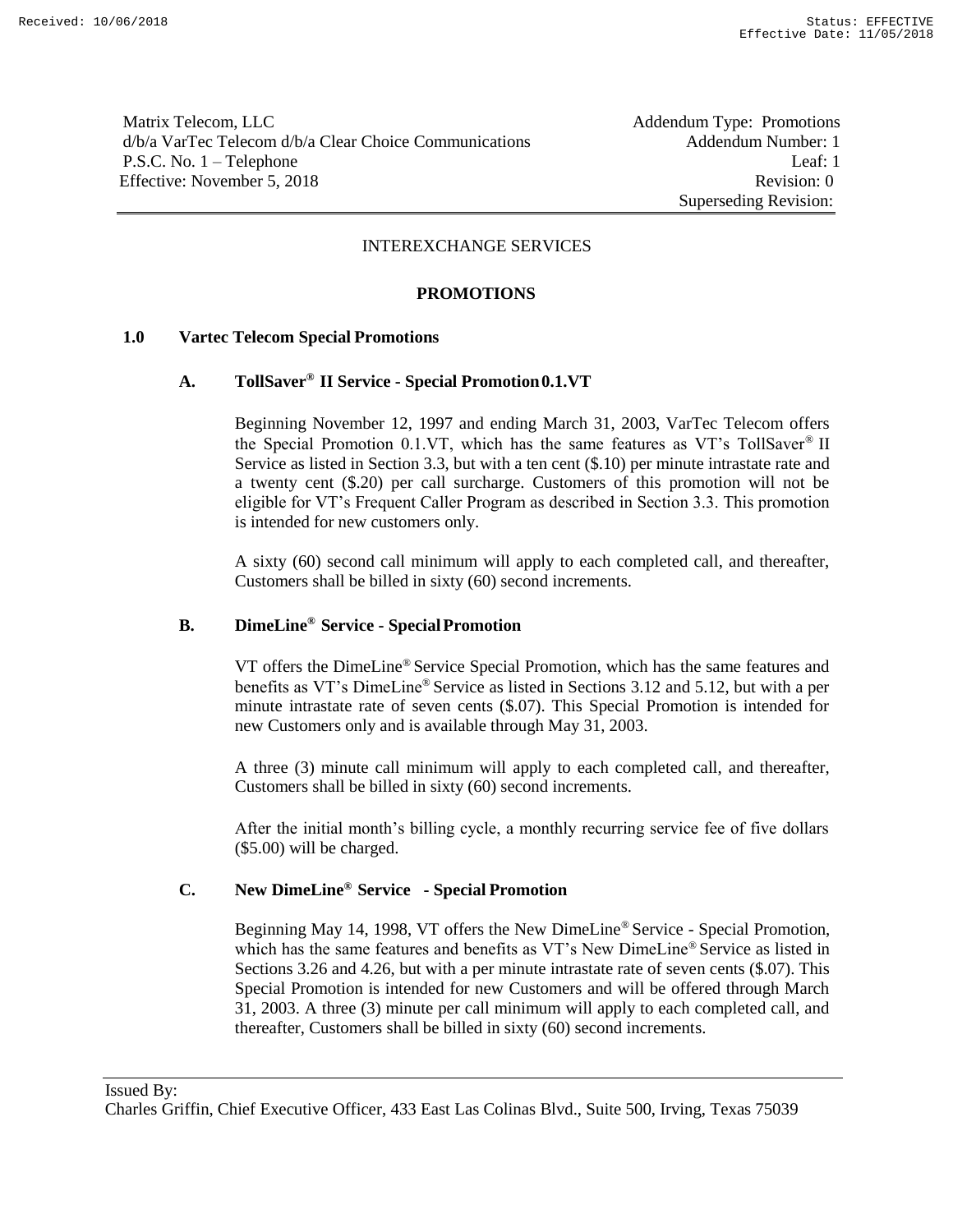Matrix Telecom, LLC
d/b/a VarTec Telecom d/b/a Clear Choice Communications
P.S.C. No. 1 – Telephone
Effective: November 5, 2018

Addendum Type: Promotions
Addendum Number: 1
Leaf: 1
Revision: 0
Superseding Revision:

INTEREXCHANGE SERVICES

**PROMOTIONS**

## 1.0 Vartec Telecom Special Promotions

### A. TollSaver® II Service - Special Promotion 0.1.VT

Beginning November 12, 1997 and ending March 31, 2003, VarTec Telecom offers the Special Promotion 0.1.VT, which has the same features as VT's TollSaver® II Service as listed in Section 3.3, but with a ten cent ($.10) per minute intrastate rate and a twenty cent ($.20) per call surcharge. Customers of this promotion will not be eligible for VT's Frequent Caller Program as described in Section 3.3. This promotion is intended for new customers only.

A sixty (60) second call minimum will apply to each completed call, and thereafter, Customers shall be billed in sixty (60) second increments.

### B. DimeLine® Service - Special Promotion

VT offers the DimeLine® Service Special Promotion, which has the same features and benefits as VT's DimeLine® Service as listed in Sections 3.12 and 5.12, but with a per minute intrastate rate of seven cents ($.07). This Special Promotion is intended for new Customers only and is available through May 31, 2003.

A three (3) minute call minimum will apply to each completed call, and thereafter, Customers shall be billed in sixty (60) second increments.

After the initial month's billing cycle, a monthly recurring service fee of five dollars ($5.00) will be charged.

### C. New DimeLine® Service - Special Promotion

Beginning May 14, 1998, VT offers the New DimeLine® Service - Special Promotion, which has the same features and benefits as VT's New DimeLine® Service as listed in Sections 3.26 and 4.26, but with a per minute intrastate rate of seven cents ($.07). This Special Promotion is intended for new Customers and will be offered through March 31, 2003. A three (3) minute per call minimum will apply to each completed call, and thereafter, Customers shall be billed in sixty (60) second increments.

Issued By:
Charles Griffin, Chief Executive Officer, 433 East Las Colinas Blvd., Suite 500, Irving, Texas 75039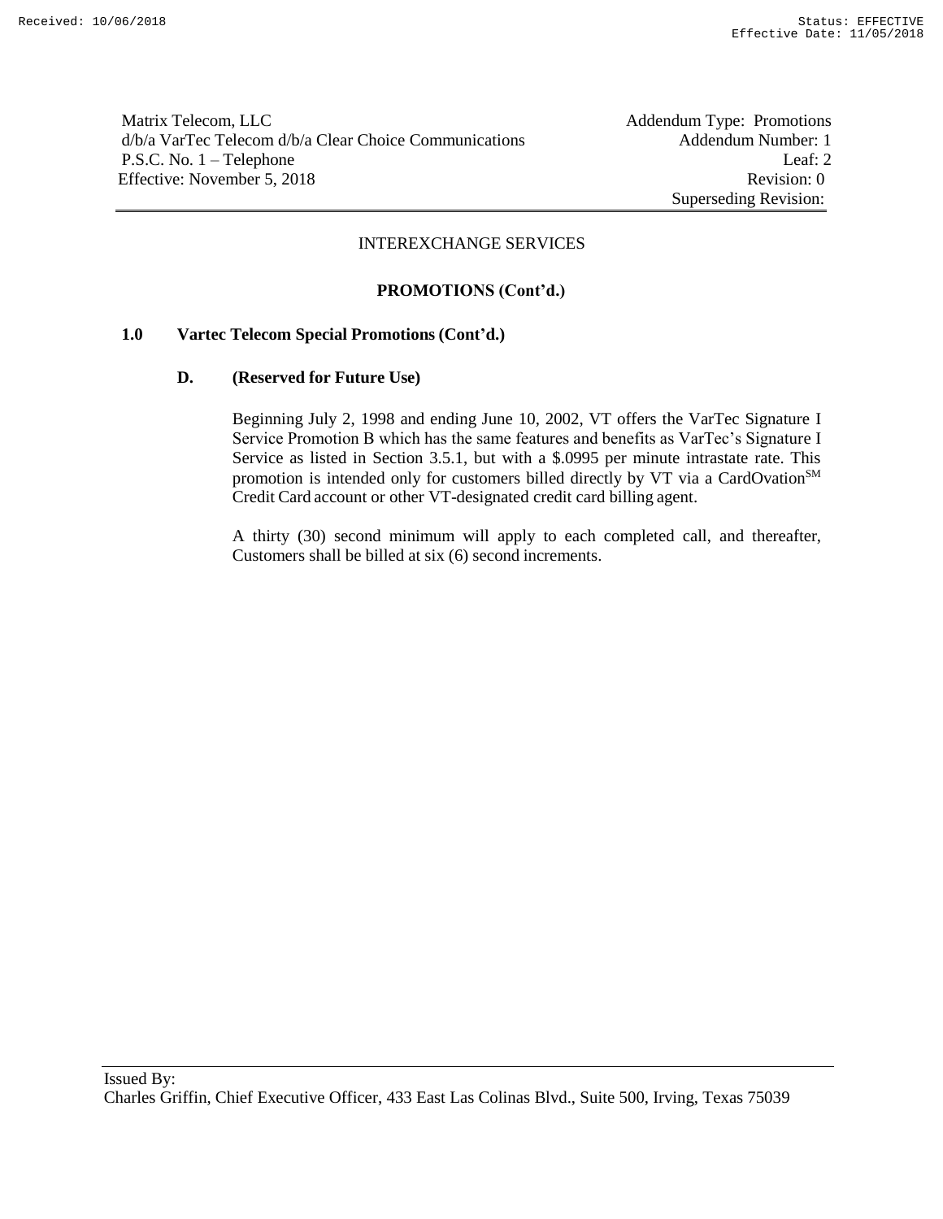Matrix Telecom, LLC
d/b/a VarTec Telecom d/b/a Clear Choice Communications
P.S.C. No. 1 – Telephone
Effective: November 5, 2018

Addendum Type: Promotions
Addendum Number: 1
Leaf: 2
Revision: 0
Superseding Revision:

INTEREXCHANGE SERVICES

**PROMOTIONS (Cont'd.)**

**1.0 Vartec Telecom Special Promotions (Cont'd.)**

**D. (Reserved for Future Use)**

Beginning July 2, 1998 and ending June 10, 2002, VT offers the VarTec Signature I Service Promotion B which has the same features and benefits as VarTec's Signature I Service as listed in Section 3.5.1, but with a \$.0995 per minute intrastate rate. This promotion is intended only for customers billed directly by VT via a CardOvation[SM] Credit Card account or other VT-designated credit card billing agent.

A thirty (30) second minimum will apply to each completed call, and thereafter, Customers shall be billed at six (6) second increments.

Issued By:
Charles Griffin, Chief Executive Officer, 433 East Las Colinas Blvd., Suite 500, Irving, Texas 75039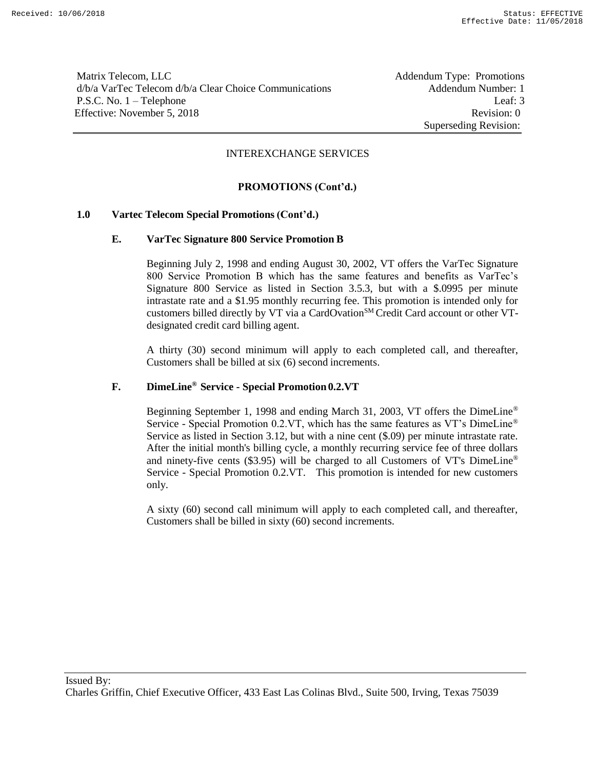Matrix Telecom, LLC
d/b/a VarTec Telecom d/b/a Clear Choice Communications
P.S.C. No. 1 – Telephone
Effective: November 5, 2018

Addendum Type: Promotions
Addendum Number: 1
Leaf: 3
Revision: 0
Superseding Revision:

INTEREXCHANGE SERVICES

**PROMOTIONS (Cont'd.)**

**1.0 Vartec Telecom Special Promotions (Cont'd.)**

**E. VarTec Signature 800 Service Promotion B**

Beginning July 2, 1998 and ending August 30, 2002, VT offers the VarTec Signature 800 Service Promotion B which has the same features and benefits as VarTec's Signature 800 Service as listed in Section 3.5.3, but with a \$.0995 per minute intrastate rate and a \$1.95 monthly recurring fee. This promotion is intended only for customers billed directly by VT via a CardOvation℠ Credit Card account or other VT-designated credit card billing agent.

A thirty (30) second minimum will apply to each completed call, and thereafter, Customers shall be billed at six (6) second increments.

**F. DimeLine® Service - Special Promotion 0.2.VT**

Beginning September 1, 1998 and ending March 31, 2003, VT offers the DimeLine® Service - Special Promotion 0.2.VT, which has the same features as VT's DimeLine® Service as listed in Section 3.12, but with a nine cent (\$.09) per minute intrastate rate. After the initial month's billing cycle, a monthly recurring service fee of three dollars and ninety-five cents (\$3.95) will be charged to all Customers of VT's DimeLine® Service - Special Promotion 0.2.VT. This promotion is intended for new customers only.

A sixty (60) second call minimum will apply to each completed call, and thereafter, Customers shall be billed in sixty (60) second increments.

Issued By:
Charles Griffin, Chief Executive Officer, 433 East Las Colinas Blvd., Suite 500, Irving, Texas 75039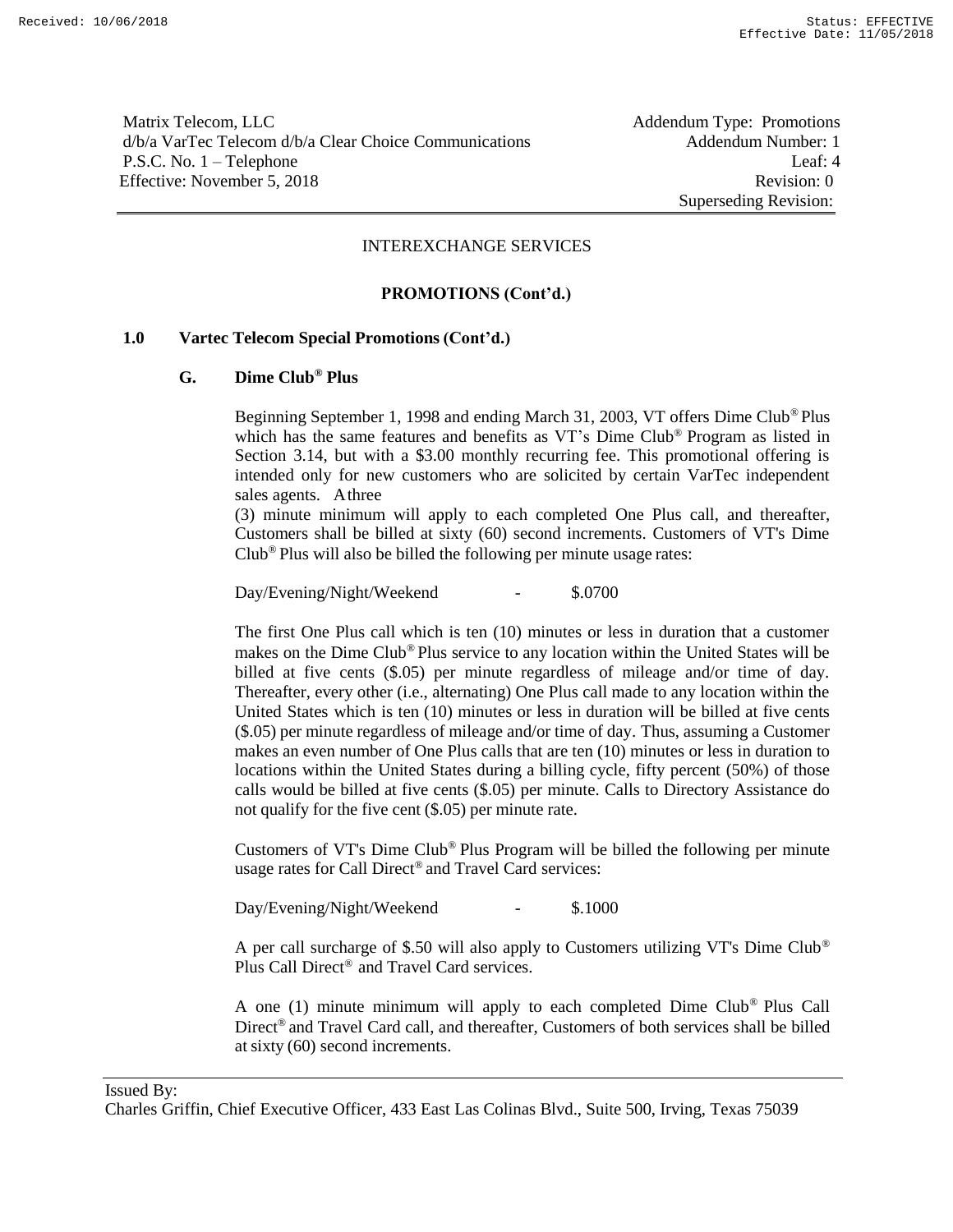Matrix Telecom, LLC
d/b/a VarTec Telecom d/b/a Clear Choice Communications
P.S.C. No. 1 – Telephone
Effective: November 5, 2018

Addendum Type: Promotions
Addendum Number: 1
Leaf: 4
Revision: 0
Superseding Revision:

INTEREXCHANGE SERVICES

**PROMOTIONS (Cont'd.)**

## 1.0 Vartec Telecom Special Promotions (Cont'd.)

### G. Dime Club® Plus

Beginning September 1, 1998 and ending March 31, 2003, VT offers Dime Club® Plus which has the same features and benefits as VT's Dime Club® Program as listed in Section 3.14, but with a $3.00 monthly recurring fee. This promotional offering is intended only for new customers who are solicited by certain VarTec independent sales agents. A three (3) minute minimum will apply to each completed One Plus call, and thereafter, Customers shall be billed at sixty (60) second increments. Customers of VT's Dime Club® Plus will also be billed the following per minute usage rates:

Day/Evening/Night/Weekend - $.0700

The first One Plus call which is ten (10) minutes or less in duration that a customer makes on the Dime Club® Plus service to any location within the United States will be billed at five cents ($.05) per minute regardless of mileage and/or time of day. Thereafter, every other (i.e., alternating) One Plus call made to any location within the United States which is ten (10) minutes or less in duration will be billed at five cents ($.05) per minute regardless of mileage and/or time of day. Thus, assuming a Customer makes an even number of One Plus calls that are ten (10) minutes or less in duration to locations within the United States during a billing cycle, fifty percent (50%) of those calls would be billed at five cents ($.05) per minute. Calls to Directory Assistance do not qualify for the five cent ($.05) per minute rate.

Customers of VT's Dime Club® Plus Program will be billed the following per minute usage rates for Call Direct® and Travel Card services:

Day/Evening/Night/Weekend - $.1000

A per call surcharge of $.50 will also apply to Customers utilizing VT's Dime Club® Plus Call Direct® and Travel Card services.

A one (1) minute minimum will apply to each completed Dime Club® Plus Call Direct® and Travel Card call, and thereafter, Customers of both services shall be billed at sixty (60) second increments.

Issued By:
Charles Griffin, Chief Executive Officer, 433 East Las Colinas Blvd., Suite 500, Irving, Texas 75039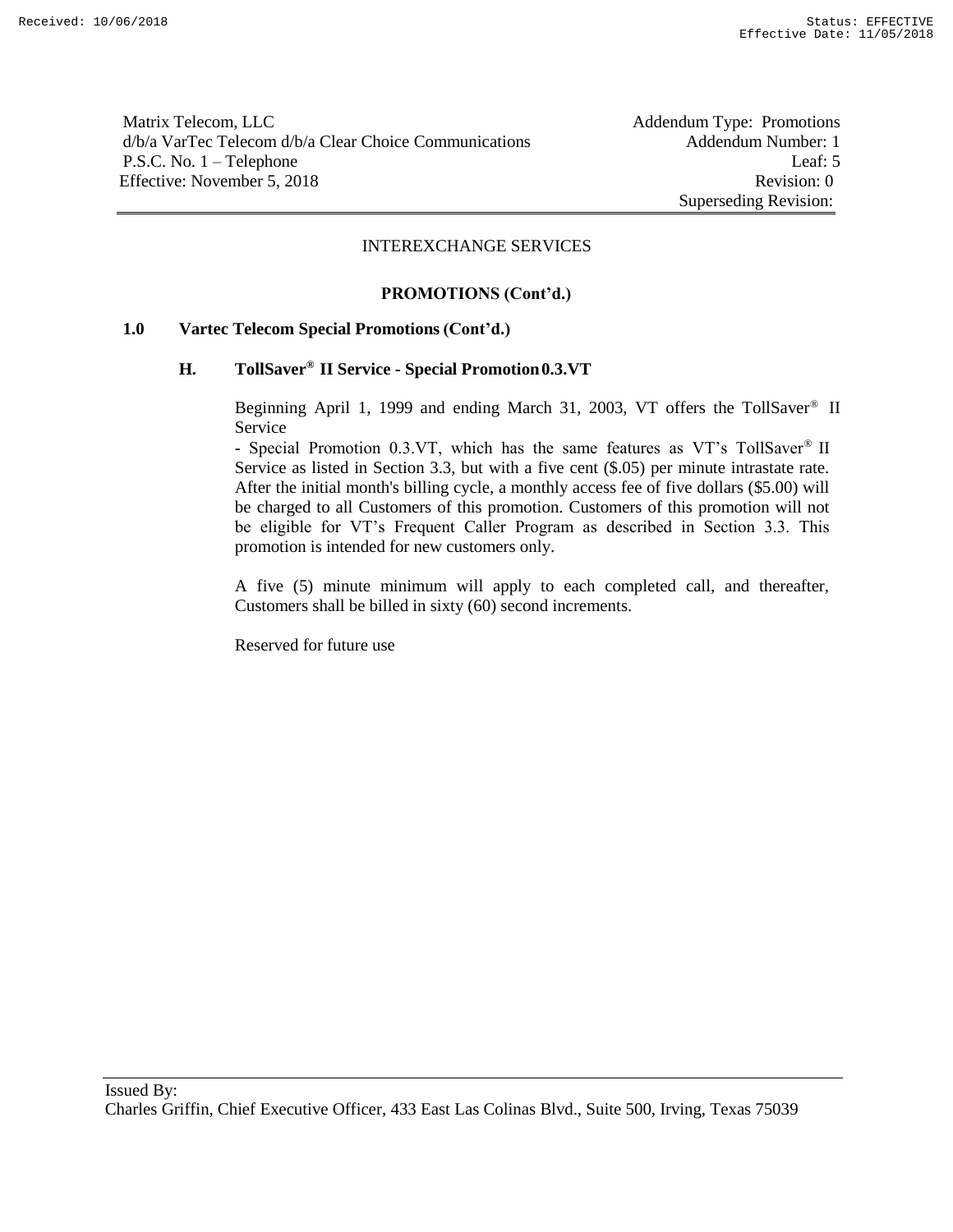Matrix Telecom, LLC
d/b/a VarTec Telecom d/b/a Clear Choice Communications
P.S.C. No. 1 – Telephone
Effective: November 5, 2018

Addendum Type: Promotions
Addendum Number: 1
Leaf: 5
Revision: 0
Superseding Revision:

INTEREXCHANGE SERVICES

**PROMOTIONS (Cont'd.)**

**1.0 Vartec Telecom Special Promotions (Cont'd.)**

**H. TollSaver® II Service - Special Promotion 0.3.VT**

Beginning April 1, 1999 and ending March 31, 2003, VT offers the TollSaver® II Service
- Special Promotion 0.3.VT, which has the same features as VT's TollSaver® II Service as listed in Section 3.3, but with a five cent ($.05) per minute intrastate rate. After the initial month's billing cycle, a monthly access fee of five dollars ($5.00) will be charged to all Customers of this promotion. Customers of this promotion will not be eligible for VT's Frequent Caller Program as described in Section 3.3. This promotion is intended for new customers only.

A five (5) minute minimum will apply to each completed call, and thereafter, Customers shall be billed in sixty (60) second increments.

Reserved for future use

Issued By:
Charles Griffin, Chief Executive Officer, 433 East Las Colinas Blvd., Suite 500, Irving, Texas 75039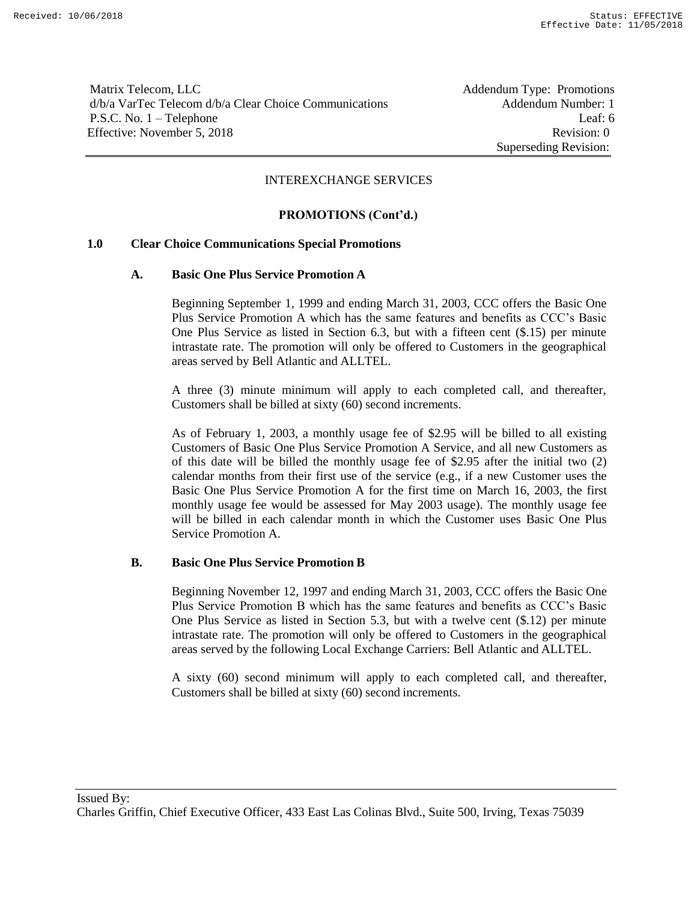Matrix Telecom, LLC
d/b/a VarTec Telecom d/b/a Clear Choice Communications
P.S.C. No. 1 – Telephone
Effective: November 5, 2018

Addendum Type: Promotions
Addendum Number: 1
Leaf: 6
Revision: 0
Superseding Revision:

INTEREXCHANGE SERVICES

**PROMOTIONS (Cont'd.)**

**1.0 Clear Choice Communications Special Promotions**

**A. Basic One Plus Service Promotion A**

Beginning September 1, 1999 and ending March 31, 2003, CCC offers the Basic One Plus Service Promotion A which has the same features and benefits as CCC's Basic One Plus Service as listed in Section 6.3, but with a fifteen cent ($.15) per minute intrastate rate. The promotion will only be offered to Customers in the geographical areas served by Bell Atlantic and ALLTEL.

A three (3) minute minimum will apply to each completed call, and thereafter, Customers shall be billed at sixty (60) second increments.

As of February 1, 2003, a monthly usage fee of $2.95 will be billed to all existing Customers of Basic One Plus Service Promotion A Service, and all new Customers as of this date will be billed the monthly usage fee of $2.95 after the initial two (2) calendar months from their first use of the service (e.g., if a new Customer uses the Basic One Plus Service Promotion A for the first time on March 16, 2003, the first monthly usage fee would be assessed for May 2003 usage). The monthly usage fee will be billed in each calendar month in which the Customer uses Basic One Plus Service Promotion A.

**B. Basic One Plus Service Promotion B**

Beginning November 12, 1997 and ending March 31, 2003, CCC offers the Basic One Plus Service Promotion B which has the same features and benefits as CCC's Basic One Plus Service as listed in Section 5.3, but with a twelve cent ($.12) per minute intrastate rate. The promotion will only be offered to Customers in the geographical areas served by the following Local Exchange Carriers: Bell Atlantic and ALLTEL.

A sixty (60) second minimum will apply to each completed call, and thereafter, Customers shall be billed at sixty (60) second increments.

Issued By:
Charles Griffin, Chief Executive Officer, 433 East Las Colinas Blvd., Suite 500, Irving, Texas 75039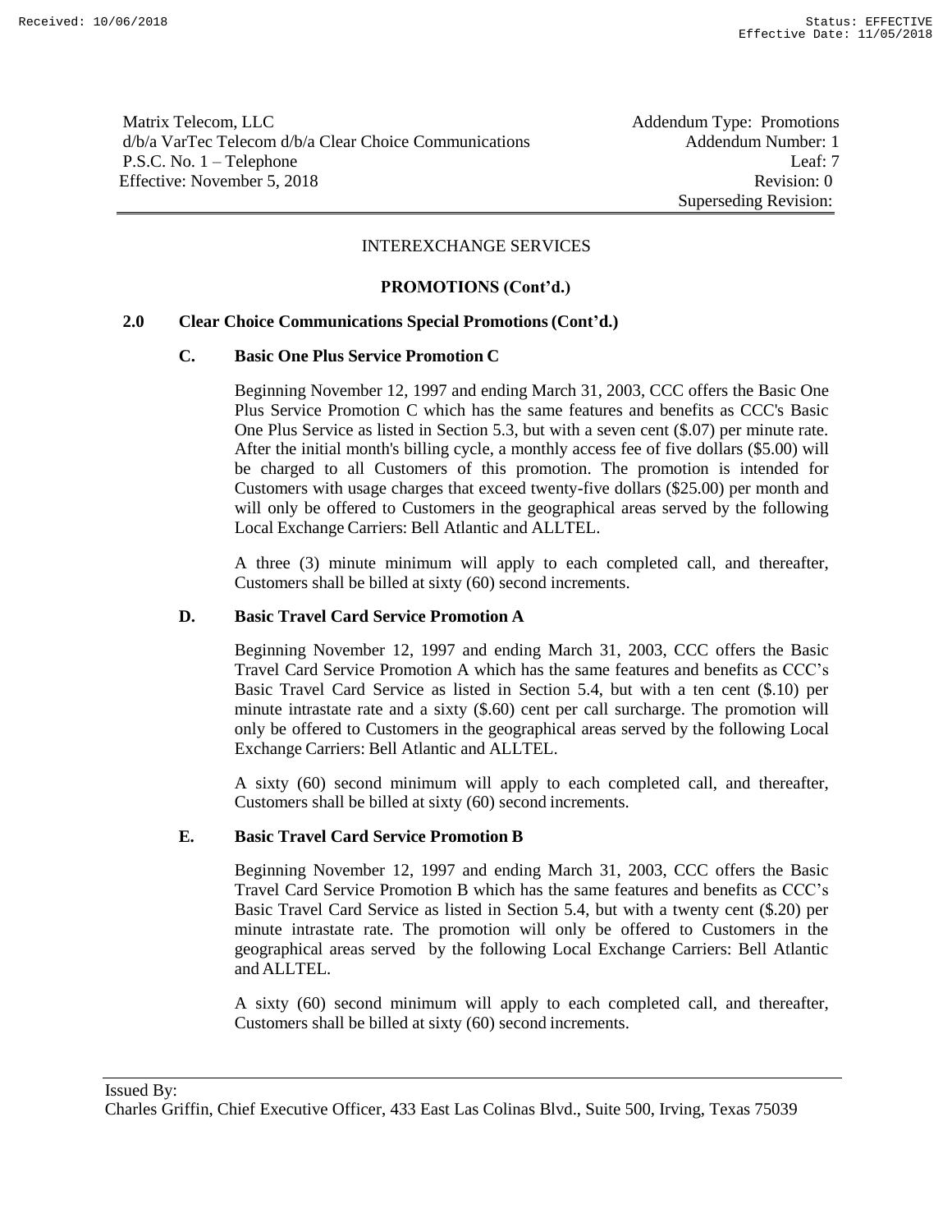Matrix Telecom, LLC
d/b/a VarTec Telecom d/b/a Clear Choice Communications
P.S.C. No. 1 – Telephone
Effective: November 5, 2018

Addendum Type: Promotions
Addendum Number: 1
Leaf: 7
Revision: 0
Superseding Revision:

INTEREXCHANGE SERVICES

**PROMOTIONS (Cont'd.)**

**2.0 Clear Choice Communications Special Promotions (Cont'd.)**

**C. Basic One Plus Service Promotion C**

Beginning November 12, 1997 and ending March 31, 2003, CCC offers the Basic One Plus Service Promotion C which has the same features and benefits as CCC's Basic One Plus Service as listed in Section 5.3, but with a seven cent ($.07) per minute rate. After the initial month's billing cycle, a monthly access fee of five dollars ($5.00) will be charged to all Customers of this promotion. The promotion is intended for Customers with usage charges that exceed twenty-five dollars ($25.00) per month and will only be offered to Customers in the geographical areas served by the following Local Exchange Carriers: Bell Atlantic and ALLTEL.

A three (3) minute minimum will apply to each completed call, and thereafter, Customers shall be billed at sixty (60) second increments.

**D. Basic Travel Card Service Promotion A**

Beginning November 12, 1997 and ending March 31, 2003, CCC offers the Basic Travel Card Service Promotion A which has the same features and benefits as CCC's Basic Travel Card Service as listed in Section 5.4, but with a ten cent ($.10) per minute intrastate rate and a sixty ($.60) cent per call surcharge. The promotion will only be offered to Customers in the geographical areas served by the following Local Exchange Carriers: Bell Atlantic and ALLTEL.

A sixty (60) second minimum will apply to each completed call, and thereafter, Customers shall be billed at sixty (60) second increments.

**E. Basic Travel Card Service Promotion B**

Beginning November 12, 1997 and ending March 31, 2003, CCC offers the Basic Travel Card Service Promotion B which has the same features and benefits as CCC's Basic Travel Card Service as listed in Section 5.4, but with a twenty cent ($.20) per minute intrastate rate. The promotion will only be offered to Customers in the geographical areas served by the following Local Exchange Carriers: Bell Atlantic and ALLTEL.

A sixty (60) second minimum will apply to each completed call, and thereafter, Customers shall be billed at sixty (60) second increments.

Issued By:
Charles Griffin, Chief Executive Officer, 433 East Las Colinas Blvd., Suite 500, Irving, Texas 75039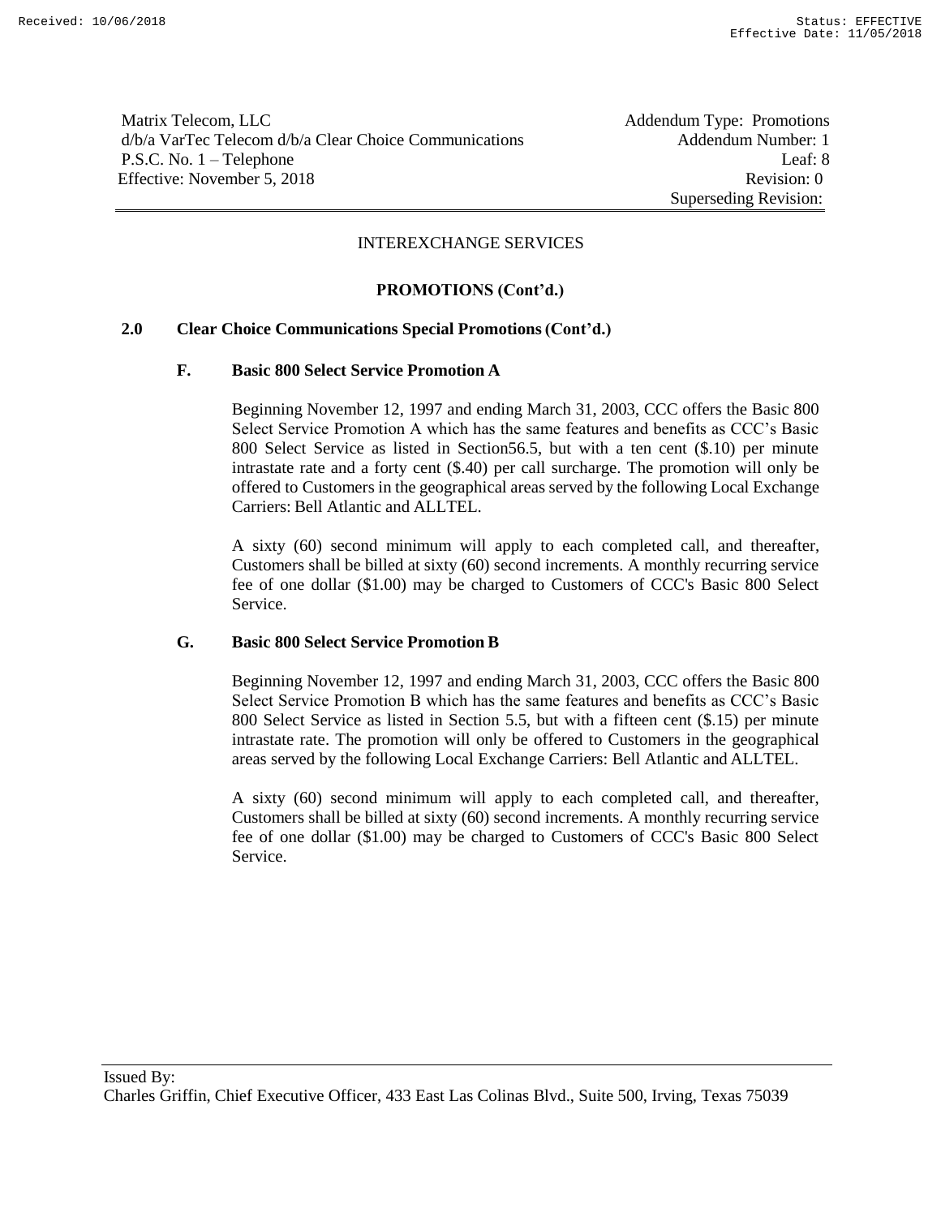Matrix Telecom, LLC
d/b/a VarTec Telecom d/b/a Clear Choice Communications
P.S.C. No. 1 – Telephone
Effective: November 5, 2018

Addendum Type: Promotions
Addendum Number: 1
Leaf: 8
Revision: 0
Superseding Revision:

INTEREXCHANGE SERVICES

**PROMOTIONS (Cont'd.)**

**2.0 Clear Choice Communications Special Promotions (Cont'd.)**

**F. Basic 800 Select Service Promotion A**

Beginning November 12, 1997 and ending March 31, 2003, CCC offers the Basic 800 Select Service Promotion A which has the same features and benefits as CCC's Basic 800 Select Service as listed in Section56.5, but with a ten cent ($.10) per minute intrastate rate and a forty cent ($.40) per call surcharge. The promotion will only be offered to Customers in the geographical areas served by the following Local Exchange Carriers: Bell Atlantic and ALLTEL.

A sixty (60) second minimum will apply to each completed call, and thereafter, Customers shall be billed at sixty (60) second increments. A monthly recurring service fee of one dollar ($1.00) may be charged to Customers of CCC's Basic 800 Select Service.

**G. Basic 800 Select Service Promotion B**

Beginning November 12, 1997 and ending March 31, 2003, CCC offers the Basic 800 Select Service Promotion B which has the same features and benefits as CCC's Basic 800 Select Service as listed in Section 5.5, but with a fifteen cent ($.15) per minute intrastate rate. The promotion will only be offered to Customers in the geographical areas served by the following Local Exchange Carriers: Bell Atlantic and ALLTEL.

A sixty (60) second minimum will apply to each completed call, and thereafter, Customers shall be billed at sixty (60) second increments. A monthly recurring service fee of one dollar ($1.00) may be charged to Customers of CCC's Basic 800 Select Service.

Issued By:
Charles Griffin, Chief Executive Officer, 433 East Las Colinas Blvd., Suite 500, Irving, Texas 75039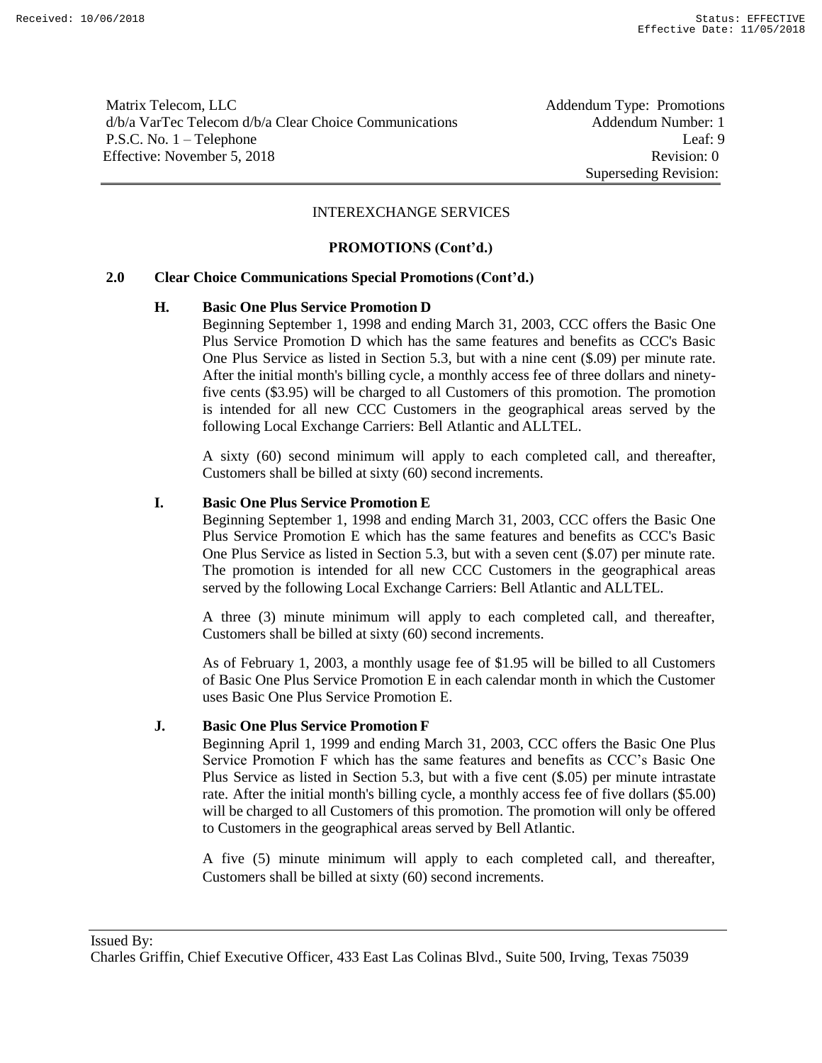Matrix Telecom, LLC
d/b/a VarTec Telecom d/b/a Clear Choice Communications
P.S.C. No. 1 – Telephone
Effective: November 5, 2018

Addendum Type: Promotions
Addendum Number: 1
Leaf: 9
Revision: 0
Superseding Revision:

INTEREXCHANGE SERVICES

**PROMOTIONS (Cont'd.)**

**2.0 Clear Choice Communications Special Promotions (Cont'd.)**

**H. Basic One Plus Service Promotion D**

Beginning September 1, 1998 and ending March 31, 2003, CCC offers the Basic One Plus Service Promotion D which has the same features and benefits as CCC's Basic One Plus Service as listed in Section 5.3, but with a nine cent ($.09) per minute rate. After the initial month's billing cycle, a monthly access fee of three dollars and ninety-five cents ($3.95) will be charged to all Customers of this promotion. The promotion is intended for all new CCC Customers in the geographical areas served by the following Local Exchange Carriers: Bell Atlantic and ALLTEL.

A sixty (60) second minimum will apply to each completed call, and thereafter, Customers shall be billed at sixty (60) second increments.

**I. Basic One Plus Service Promotion E**

Beginning September 1, 1998 and ending March 31, 2003, CCC offers the Basic One Plus Service Promotion E which has the same features and benefits as CCC's Basic One Plus Service as listed in Section 5.3, but with a seven cent ($.07) per minute rate. The promotion is intended for all new CCC Customers in the geographical areas served by the following Local Exchange Carriers: Bell Atlantic and ALLTEL.

A three (3) minute minimum will apply to each completed call, and thereafter, Customers shall be billed at sixty (60) second increments.

As of February 1, 2003, a monthly usage fee of $1.95 will be billed to all Customers of Basic One Plus Service Promotion E in each calendar month in which the Customer uses Basic One Plus Service Promotion E.

**J. Basic One Plus Service Promotion F**

Beginning April 1, 1999 and ending March 31, 2003, CCC offers the Basic One Plus Service Promotion F which has the same features and benefits as CCC's Basic One Plus Service as listed in Section 5.3, but with a five cent ($.05) per minute intrastate rate. After the initial month's billing cycle, a monthly access fee of five dollars ($5.00) will be charged to all Customers of this promotion. The promotion will only be offered to Customers in the geographical areas served by Bell Atlantic.

A five (5) minute minimum will apply to each completed call, and thereafter, Customers shall be billed at sixty (60) second increments.

Issued By:
Charles Griffin, Chief Executive Officer, 433 East Las Colinas Blvd., Suite 500, Irving, Texas 75039